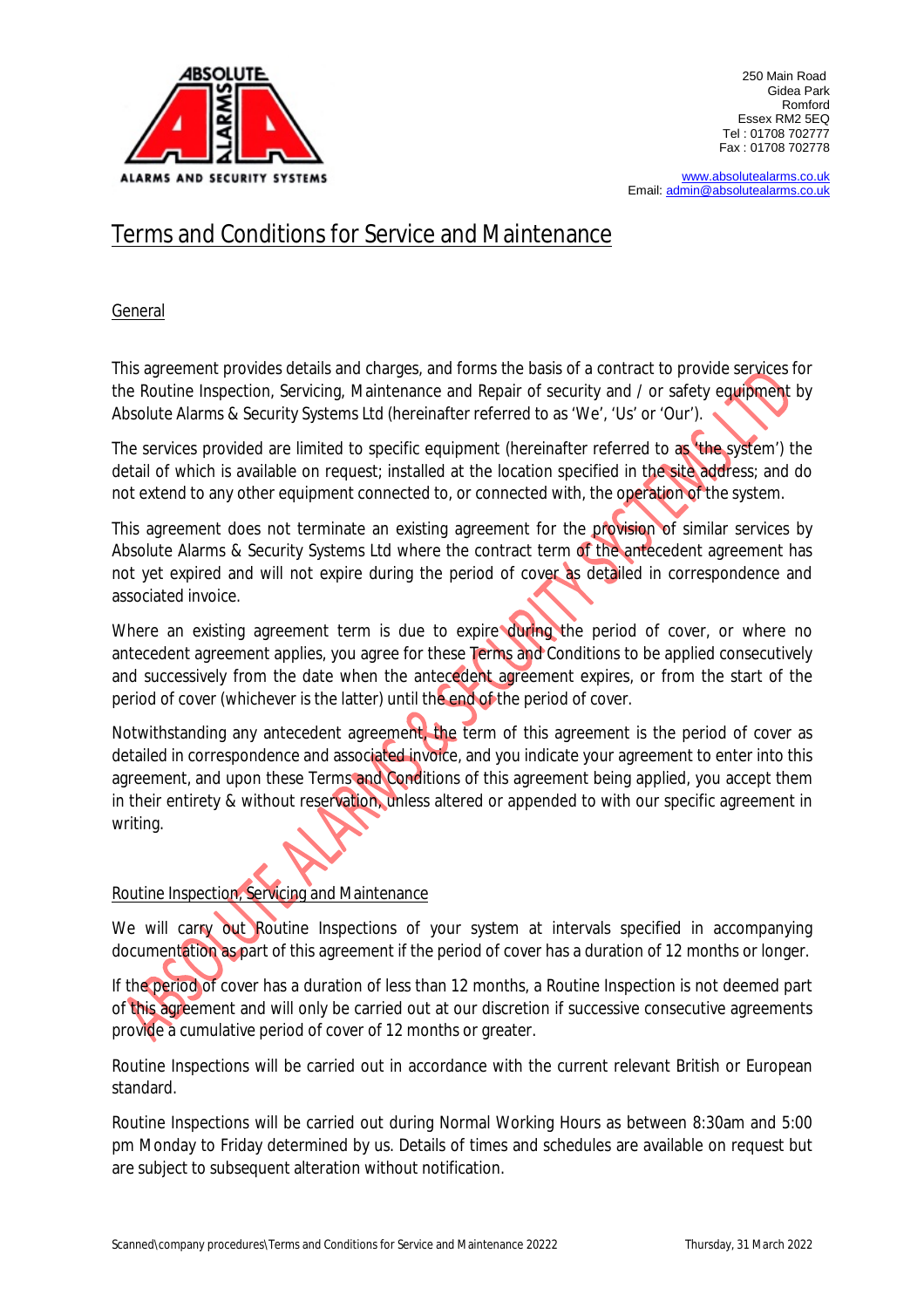250 Main Road
Gidea Park
Romford
Essex RM2 5EQ
Tel : 01708 702777
Fax : 01708 702778

www.absolutealarms.co.uk
Email: admin@absolutealarms.co.uk

# Terms and Conditions for Service and Maintenance

## General

This agreement provides details and charges, and forms the basis of a contract to provide services for the Routine Inspection, Servicing, Maintenance and Repair of security and / or safety equipment by Absolute Alarms & Security Systems Ltd (hereinafter referred to as 'We', 'Us' or 'Our').

The services provided are limited to specific equipment (hereinafter referred to as 'the system') the detail of which is available on request; installed at the location specified in the site address; and do not extend to any other equipment connected to, or connected with, the operation of the system.

This agreement does not terminate an existing agreement for the provision of similar services by Absolute Alarms & Security Systems Ltd where the contract term of the antecedent agreement has not yet expired and will not expire during the period of cover as detailed in correspondence and associated invoice.

Where an existing agreement term is due to expire during the period of cover, or where no antecedent agreement applies, you agree for these Terms and Conditions to be applied consecutively and successively from the date when the antecedent agreement expires, or from the start of the period of cover (whichever is the latter) until the end of the period of cover.

Notwithstanding any antecedent agreement, the term of this agreement is the period of cover as detailed in correspondence and associated invoice, and you indicate your agreement to enter into this agreement, and upon these Terms and Conditions of this agreement being applied, you accept them in their entirety & without reservation, unless altered or appended to with our specific agreement in writing.

## Routine Inspection, Servicing and Maintenance

We will carry out Routine Inspections of your system at intervals specified in accompanying documentation as part of this agreement if the period of cover has a duration of 12 months or longer.

If the period of cover has a duration of less than 12 months, a Routine Inspection is not deemed part of this agreement and will only be carried out at our discretion if successive consecutive agreements provide a cumulative period of cover of 12 months or greater.

Routine Inspections will be carried out in accordance with the current relevant British or European standard.

Routine Inspections will be carried out during Normal Working Hours as between 8:30am and 5:00 pm Monday to Friday determined by us. Details of times and schedules are available on request but are subject to subsequent alteration without notification.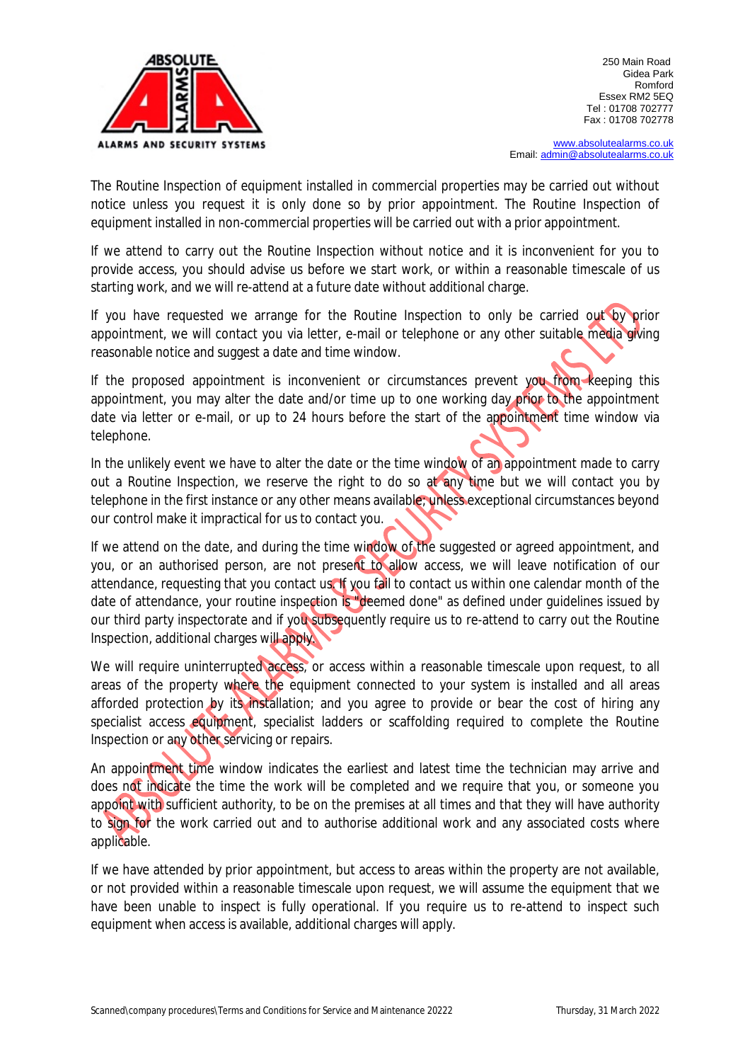250 Main Road
Gidea Park
Romford
Essex RM2 5EQ
Tel : 01708 702777
Fax : 01708 702778

www.absolutealarms.co.uk
Email: admin@absolutealarms.co.uk

The Routine Inspection of equipment installed in commercial properties may be carried out without notice unless you request it is only done so by prior appointment. The Routine Inspection of equipment installed in non-commercial properties will be carried out with a prior appointment.

If we attend to carry out the Routine Inspection without notice and it is inconvenient for you to provide access, you should advise us before we start work, or within a reasonable timescale of us starting work, and we will re-attend at a future date without additional charge.

If you have requested we arrange for the Routine Inspection to only be carried out by prior appointment, we will contact you via letter, e-mail or telephone or any other suitable media giving reasonable notice and suggest a date and time window.

If the proposed appointment is inconvenient or circumstances prevent you from keeping this appointment, you may alter the date and/or time up to one working day prior to the appointment date via letter or e-mail, or up to 24 hours before the start of the appointment time window via telephone.

In the unlikely event we have to alter the date or the time window of an appointment made to carry out a Routine Inspection, we reserve the right to do so at any time but we will contact you by telephone in the first instance or any other means available, unless exceptional circumstances beyond our control make it impractical for us to contact you.

If we attend on the date, and during the time window of the suggested or agreed appointment, and you, or an authorised person, are not present to allow access, we will leave notification of our attendance, requesting that you contact us. If you fail to contact us within one calendar month of the date of attendance, your routine inspection is "deemed done" as defined under guidelines issued by our third party inspectorate and if you subsequently require us to re-attend to carry out the Routine Inspection, additional charges will apply.

We will require uninterrupted access, or access within a reasonable timescale upon request, to all areas of the property where the equipment connected to your system is installed and all areas afforded protection by its installation; and you agree to provide or bear the cost of hiring any specialist access equipment, specialist ladders or scaffolding required to complete the Routine Inspection or any other servicing or repairs.

An appointment time window indicates the earliest and latest time the technician may arrive and does not indicate the time the work will be completed and we require that you, or someone you appoint with sufficient authority, to be on the premises at all times and that they will have authority to sign for the work carried out and to authorise additional work and any associated costs where applicable.

If we have attended by prior appointment, but access to areas within the property are not available, or not provided within a reasonable timescale upon request, we will assume the equipment that we have been unable to inspect is fully operational. If you require us to re-attend to inspect such equipment when access is available, additional charges will apply.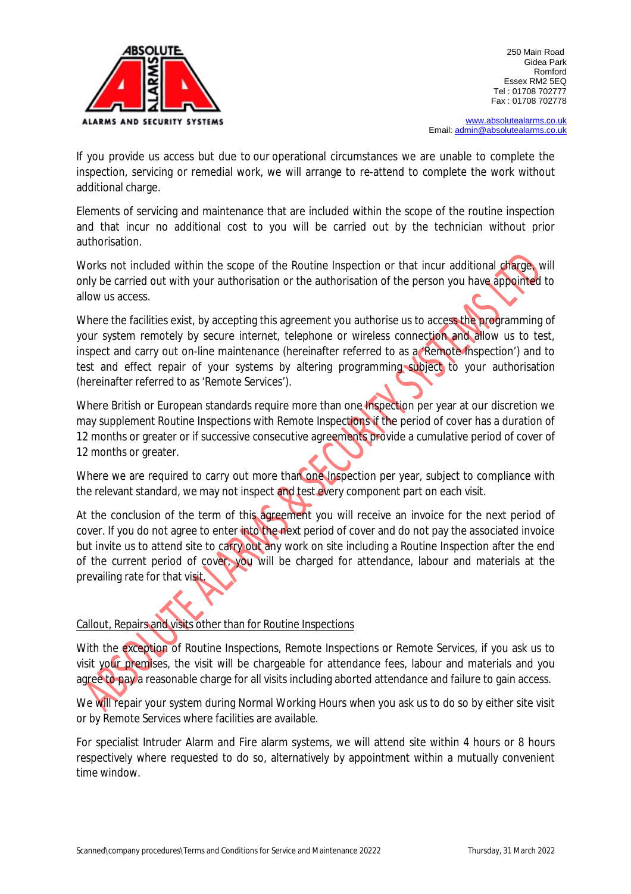If you provide us access but due to our operational circumstances we are unable to complete the inspection, servicing or remedial work, we will arrange to re-attend to complete the work without additional charge.

Elements of servicing and maintenance that are included within the scope of the routine inspection and that incur no additional cost to you will be carried out by the technician without prior authorisation.

Works not included within the scope of the Routine Inspection or that incur additional charge, will only be carried out with your authorisation or the authorisation of the person you have appointed to allow us access.

Where the facilities exist, by accepting this agreement you authorise us to access the programming of your system remotely by secure internet, telephone or wireless connection and allow us to test, inspect and carry out on-line maintenance (hereinafter referred to as a 'Remote Inspection') and to test and effect repair of your systems by altering programming subject to your authorisation (hereinafter referred to as 'Remote Services').

Where British or European standards require more than one Inspection per year at our discretion we may supplement Routine Inspections with Remote Inspections if the period of cover has a duration of 12 months or greater or if successive consecutive agreements provide a cumulative period of cover of 12 months or greater.

Where we are required to carry out more than one Inspection per year, subject to compliance with the relevant standard, we may not inspect and test every component part on each visit.

At the conclusion of the term of this agreement you will receive an invoice for the next period of cover. If you do not agree to enter into the next period of cover and do not pay the associated invoice but invite us to attend site to carry out any work on site including a Routine Inspection after the end of the current period of cover, you will be charged for attendance, labour and materials at the prevailing rate for that visit.

## Callout, Repairs and visits other than for Routine Inspections

With the exception of Routine Inspections, Remote Inspections or Remote Services, if you ask us to visit your premises, the visit will be chargeable for attendance fees, labour and materials and you agree to pay a reasonable charge for all visits including aborted attendance and failure to gain access.

We will repair your system during Normal Working Hours when you ask us to do so by either site visit or by Remote Services where facilities are available.

For specialist Intruder Alarm and Fire alarm systems, we will attend site within 4 hours or 8 hours respectively where requested to do so, alternatively by appointment within a mutually convenient time window.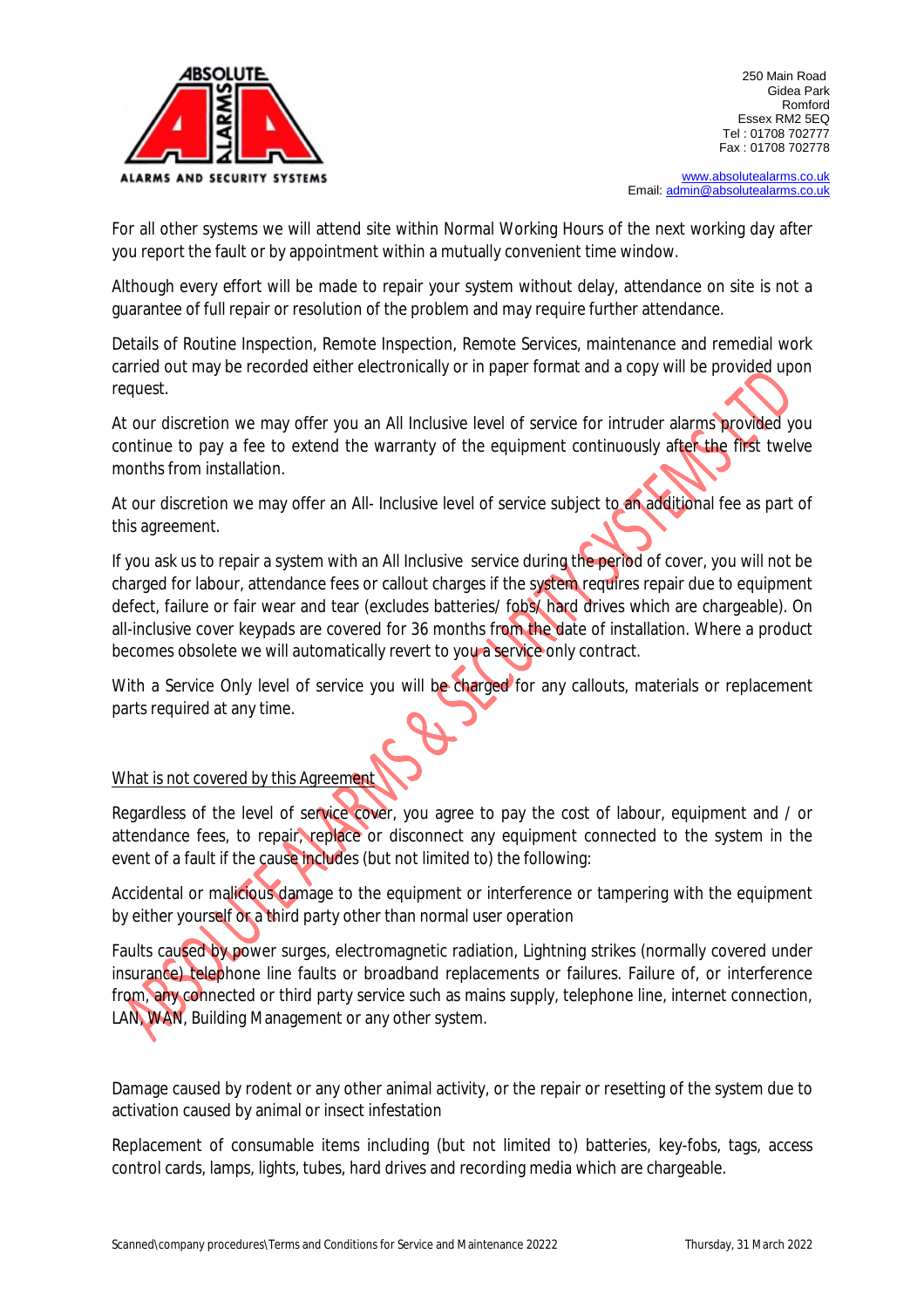For all other systems we will attend site within Normal Working Hours of the next working day after you report the fault or by appointment within a mutually convenient time window.

Although every effort will be made to repair your system without delay, attendance on site is not a guarantee of full repair or resolution of the problem and may require further attendance.

Details of Routine Inspection, Remote Inspection, Remote Services, maintenance and remedial work carried out may be recorded either electronically or in paper format and a copy will be provided upon request.

At our discretion we may offer you an All Inclusive level of service for intruder alarms provided you continue to pay a fee to extend the warranty of the equipment continuously after the first twelve months from installation.

At our discretion we may offer an All- Inclusive level of service subject to an additional fee as part of this agreement.

If you ask us to repair a system with an All Inclusive service during the period of cover, you will not be charged for labour, attendance fees or callout charges if the system requires repair due to equipment defect, failure or fair wear and tear (excludes batteries/ fobs/ hard drives which are chargeable). On all-inclusive cover keypads are covered for 36 months from the date of installation. Where a product becomes obsolete we will automatically revert to you a service only contract.

With a Service Only level of service you will be charged for any callouts, materials or replacement parts required at any time.

<u>What is not covered by this Agreement</u>

Regardless of the level of service cover, you agree to pay the cost of labour, equipment and / or attendance fees, to repair, replace or disconnect any equipment connected to the system in the event of a fault if the cause includes (but not limited to) the following:

Accidental or malicious damage to the equipment or interference or tampering with the equipment by either yourself or a third party other than normal user operation

Faults caused by power surges, electromagnetic radiation, Lightning strikes (normally covered under insurance) telephone line faults or broadband replacements or failures. Failure of, or interference from, any connected or third party service such as mains supply, telephone line, internet connection, LAN, WAN, Building Management or any other system.

Damage caused by rodent or any other animal activity, or the repair or resetting of the system due to activation caused by animal or insect infestation

Replacement of consumable items including (but not limited to) batteries, key-fobs, tags, access control cards, lamps, lights, tubes, hard drives and recording media which are chargeable.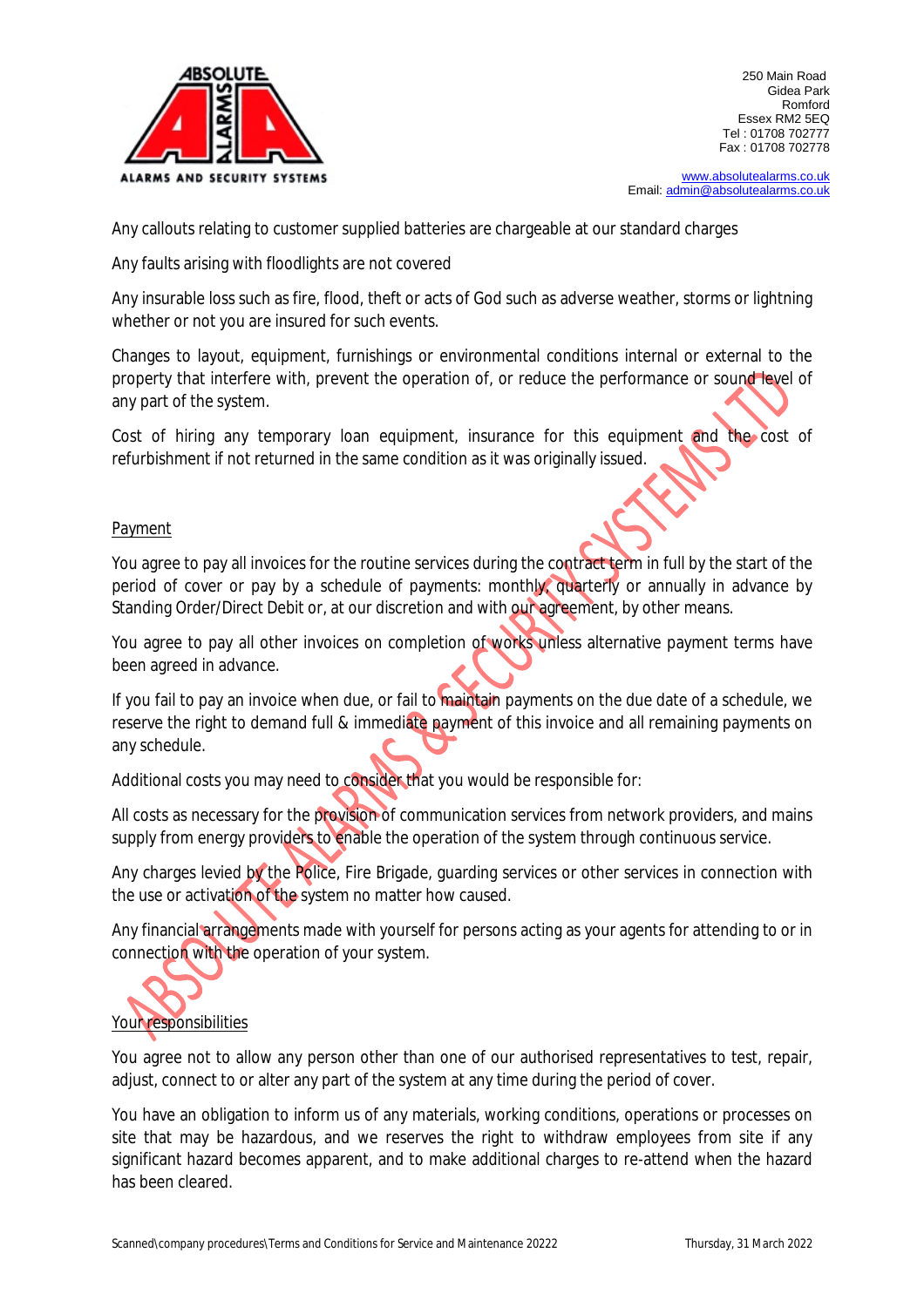Any callouts relating to customer supplied batteries are chargeable at our standard charges

Any faults arising with floodlights are not covered

Any insurable loss such as fire, flood, theft or acts of God such as adverse weather, storms or lightning whether or not you are insured for such events.

Changes to layout, equipment, furnishings or environmental conditions internal or external to the property that interfere with, prevent the operation of, or reduce the performance or sound level of any part of the system.

Cost of hiring any temporary loan equipment, insurance for this equipment and the cost of refurbishment if not returned in the same condition as it was originally issued.

## Payment

You agree to pay all invoices for the routine services during the contract term in full by the start of the period of cover or pay by a schedule of payments: monthly, quarterly or annually in advance by Standing Order/Direct Debit or, at our discretion and with our agreement, by other means.

You agree to pay all other invoices on completion of works unless alternative payment terms have been agreed in advance.

If you fail to pay an invoice when due, or fail to maintain payments on the due date of a schedule, we reserve the right to demand full & immediate payment of this invoice and all remaining payments on any schedule.

Additional costs you may need to consider that you would be responsible for:

All costs as necessary for the provision of communication services from network providers, and mains supply from energy providers to enable the operation of the system through continuous service.

Any charges levied by the Police, Fire Brigade, guarding services or other services in connection with the use or activation of the system no matter how caused.

Any financial arrangements made with yourself for persons acting as your agents for attending to or in connection with the operation of your system.

## Your responsibilities

You agree not to allow any person other than one of our authorised representatives to test, repair, adjust, connect to or alter any part of the system at any time during the period of cover.

You have an obligation to inform us of any materials, working conditions, operations or processes on site that may be hazardous, and we reserves the right to withdraw employees from site if any significant hazard becomes apparent, and to make additional charges to re-attend when the hazard has been cleared.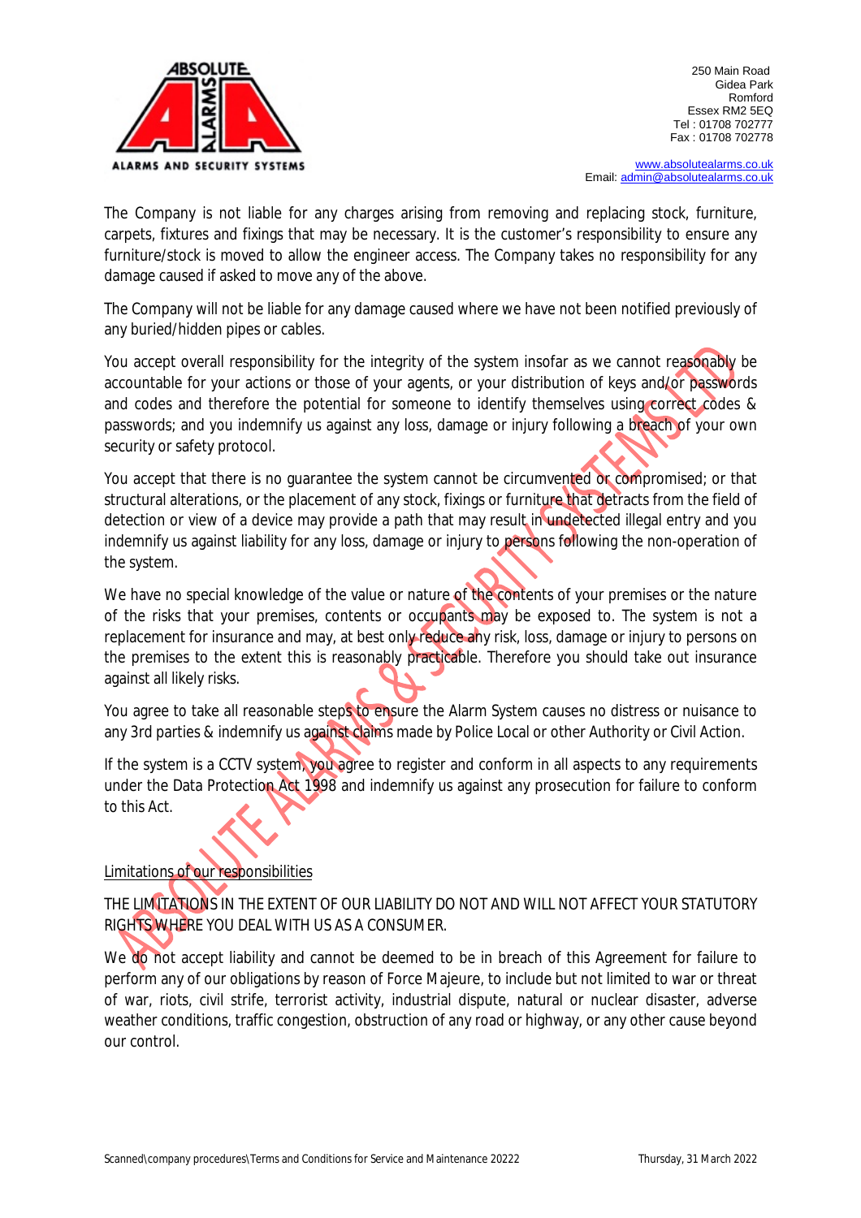The Company is not liable for any charges arising from removing and replacing stock, furniture, carpets, fixtures and fixings that may be necessary. It is the customer's responsibility to ensure any furniture/stock is moved to allow the engineer access. The Company takes no responsibility for any damage caused if asked to move any of the above.

The Company will not be liable for any damage caused where we have not been notified previously of any buried/hidden pipes or cables.

You accept overall responsibility for the integrity of the system insofar as we cannot reasonably be accountable for your actions or those of your agents, or your distribution of keys and/or passwords and codes and therefore the potential for someone to identify themselves using correct codes & passwords; and you indemnify us against any loss, damage or injury following a breach of your own security or safety protocol.

You accept that there is no guarantee the system cannot be circumvented or compromised; or that structural alterations, or the placement of any stock, fixings or furniture that detracts from the field of detection or view of a device may provide a path that may result in undetected illegal entry and you indemnify us against liability for any loss, damage or injury to persons following the non-operation of the system.

We have no special knowledge of the value or nature of the contents of your premises or the nature of the risks that your premises, contents or occupants may be exposed to. The system is not a replacement for insurance and may, at best only reduce any risk, loss, damage or injury to persons on the premises to the extent this is reasonably practicable. Therefore you should take out insurance against all likely risks.

You agree to take all reasonable steps to ensure the Alarm System causes no distress or nuisance to any 3rd parties & indemnify us against claims made by Police Local or other Authority or Civil Action.

If the system is a CCTV system, you agree to register and conform in all aspects to any requirements under the Data Protection Act 1998 and indemnify us against any prosecution for failure to conform to this Act.

## Limitations of our responsibilities

THE LIMITATIONS IN THE EXTENT OF OUR LIABILITY DO NOT AND WILL NOT AFFECT YOUR STATUTORY RIGHTS WHERE YOU DEAL WITH US AS A CONSUMER.

We do not accept liability and cannot be deemed to be in breach of this Agreement for failure to perform any of our obligations by reason of Force Majeure, to include but not limited to war or threat of war, riots, civil strife, terrorist activity, industrial dispute, natural or nuclear disaster, adverse weather conditions, traffic congestion, obstruction of any road or highway, or any other cause beyond our control.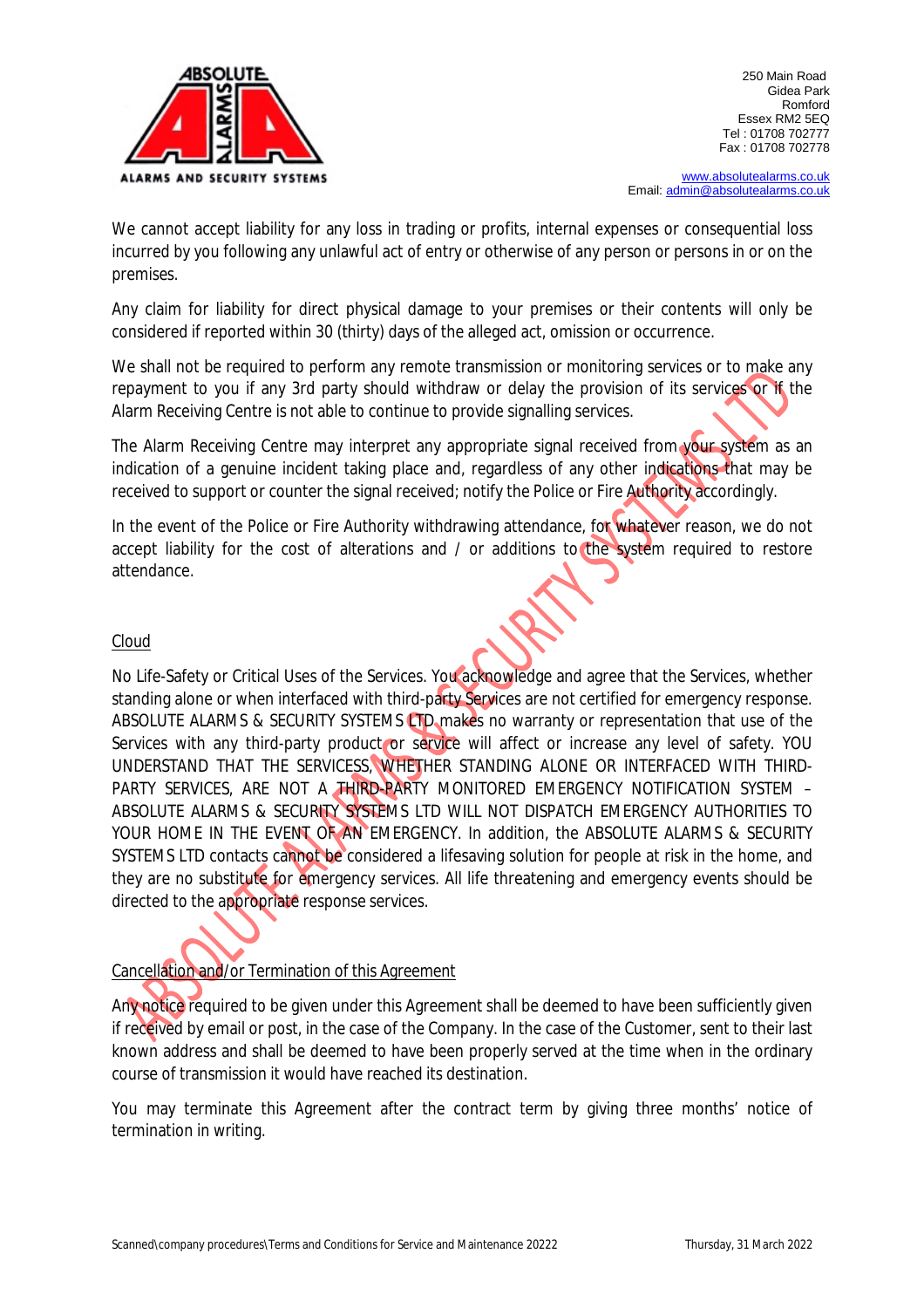We cannot accept liability for any loss in trading or profits, internal expenses or consequential loss incurred by you following any unlawful act of entry or otherwise of any person or persons in or on the premises.

Any claim for liability for direct physical damage to your premises or their contents will only be considered if reported within 30 (thirty) days of the alleged act, omission or occurrence.

We shall not be required to perform any remote transmission or monitoring services or to make any repayment to you if any 3rd party should withdraw or delay the provision of its services or if the Alarm Receiving Centre is not able to continue to provide signalling services.

The Alarm Receiving Centre may interpret any appropriate signal received from your system as an indication of a genuine incident taking place and, regardless of any other indications that may be received to support or counter the signal received; notify the Police or Fire Authority accordingly.

In the event of the Police or Fire Authority withdrawing attendance, for whatever reason, we do not accept liability for the cost of alterations and / or additions to the system required to restore attendance.

## Cloud

No Life-Safety or Critical Uses of the Services. You acknowledge and agree that the Services, whether standing alone or when interfaced with third-party Services are not certified for emergency response. ABSOLUTE ALARMS & SECURITY SYSTEMS LTD makes no warranty or representation that use of the Services with any third-party product or service will affect or increase any level of safety. YOU UNDERSTAND THAT THE SERVICESS, WHETHER STANDING ALONE OR INTERFACED WITH THIRD-PARTY SERVICES, ARE NOT A THIRD-PARTY MONITORED EMERGENCY NOTIFICATION SYSTEM – ABSOLUTE ALARMS & SECURITY SYSTEMS LTD WILL NOT DISPATCH EMERGENCY AUTHORITIES TO YOUR HOME IN THE EVENT OF AN EMERGENCY. In addition, the ABSOLUTE ALARMS & SECURITY SYSTEMS LTD contacts cannot be considered a lifesaving solution for people at risk in the home, and they are no substitute for emergency services. All life threatening and emergency events should be directed to the appropriate response services.

## Cancellation and/or Termination of this Agreement

Any notice required to be given under this Agreement shall be deemed to have been sufficiently given if received by email or post, in the case of the Company. In the case of the Customer, sent to their last known address and shall be deemed to have been properly served at the time when in the ordinary course of transmission it would have reached its destination.

You may terminate this Agreement after the contract term by giving three months' notice of termination in writing.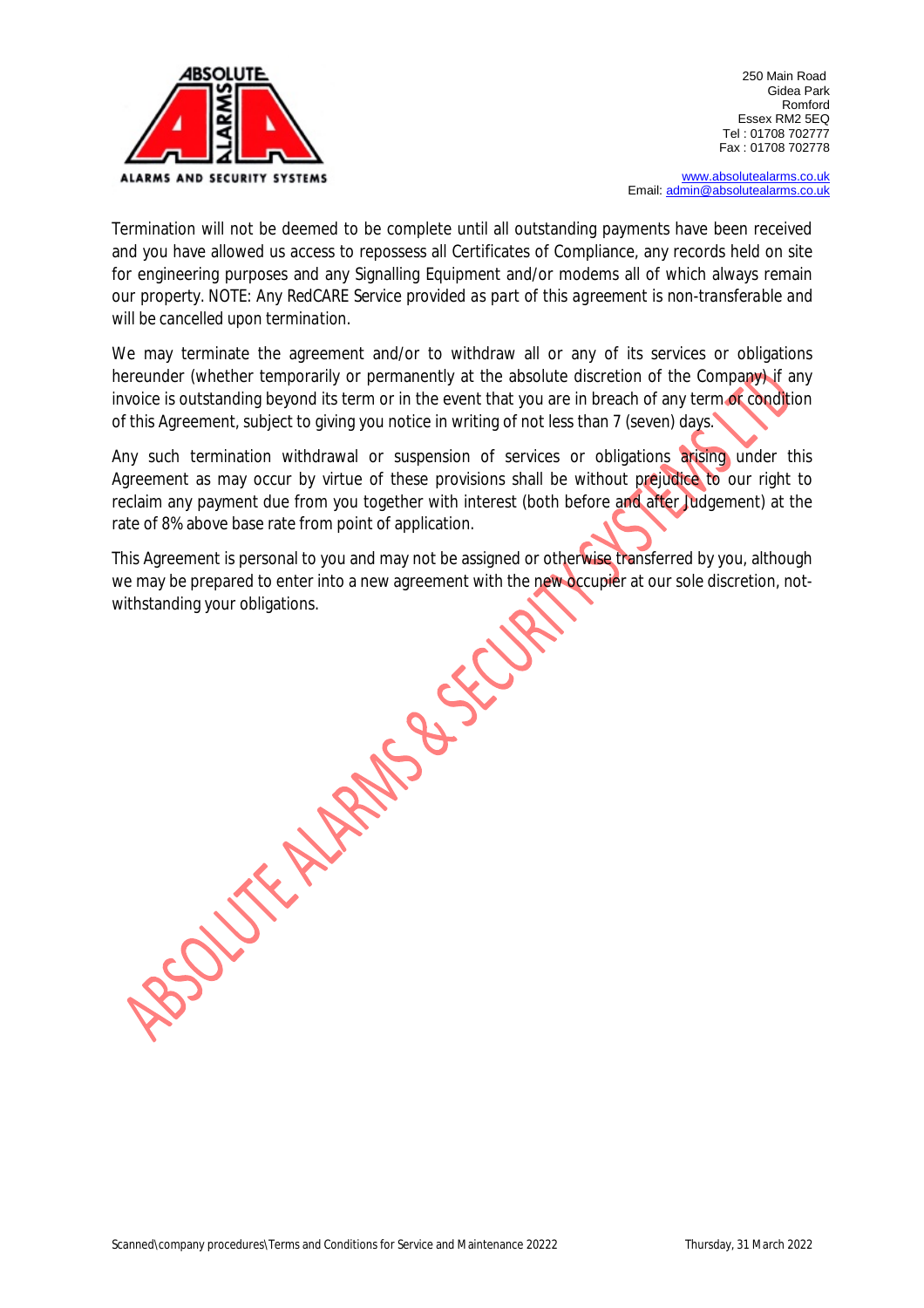Termination will not be deemed to be complete until all outstanding payments have been received and you have allowed us access to repossess all Certificates of Compliance, any records held on site for engineering purposes and any Signalling Equipment and/or modems all of which always remain our property. NOTE: Any RedCARE Service provided as part of this agreement is non-transferable and will be cancelled upon termination.

We may terminate the agreement and/or to withdraw all or any of its services or obligations hereunder (whether temporarily or permanently at the absolute discretion of the Company) if any invoice is outstanding beyond its term or in the event that you are in breach of any term or condition of this Agreement, subject to giving you notice in writing of not less than 7 (seven) days.

Any such termination withdrawal or suspension of services or obligations arising under this Agreement as may occur by virtue of these provisions shall be without prejudice to our right to reclaim any payment due from you together with interest (both before and after Judgement) at the rate of 8% above base rate from point of application.

This Agreement is personal to you and may not be assigned or otherwise transferred by you, although we may be prepared to enter into a new agreement with the new occupier at our sole discretion, not-withstanding your obligations.